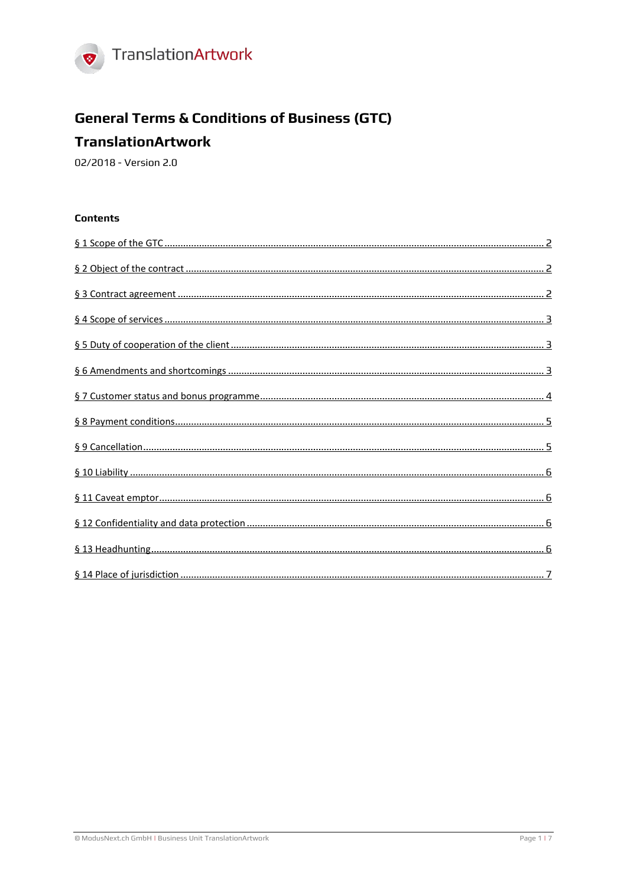TranslationArtwork

# General Terms & Conditions of Business (GTC)

## TranslationArtwork

02/2018 - Version 2.0

**Contents**

§ 1 Scope of the GTC ........ 2

§ 2 Object of the contract ........ 2

§ 3 Contract agreement ........ 2

§ 4 Scope of services ........ 3

§ 5 Duty of cooperation of the client ........ 3

§ 6 Amendments and shortcomings ........ 3

§ 7 Customer status and bonus programme ........ 4

§ 8 Payment conditions ........ 5

§ 9 Cancellation ........ 5

§ 10 Liability ........ 6

§ 11 Caveat emptor ........ 6

§ 12 Confidentiality and data protection ........ 6

§ 13 Headhunting ........ 6

§ 14 Place of jurisdiction ........ 7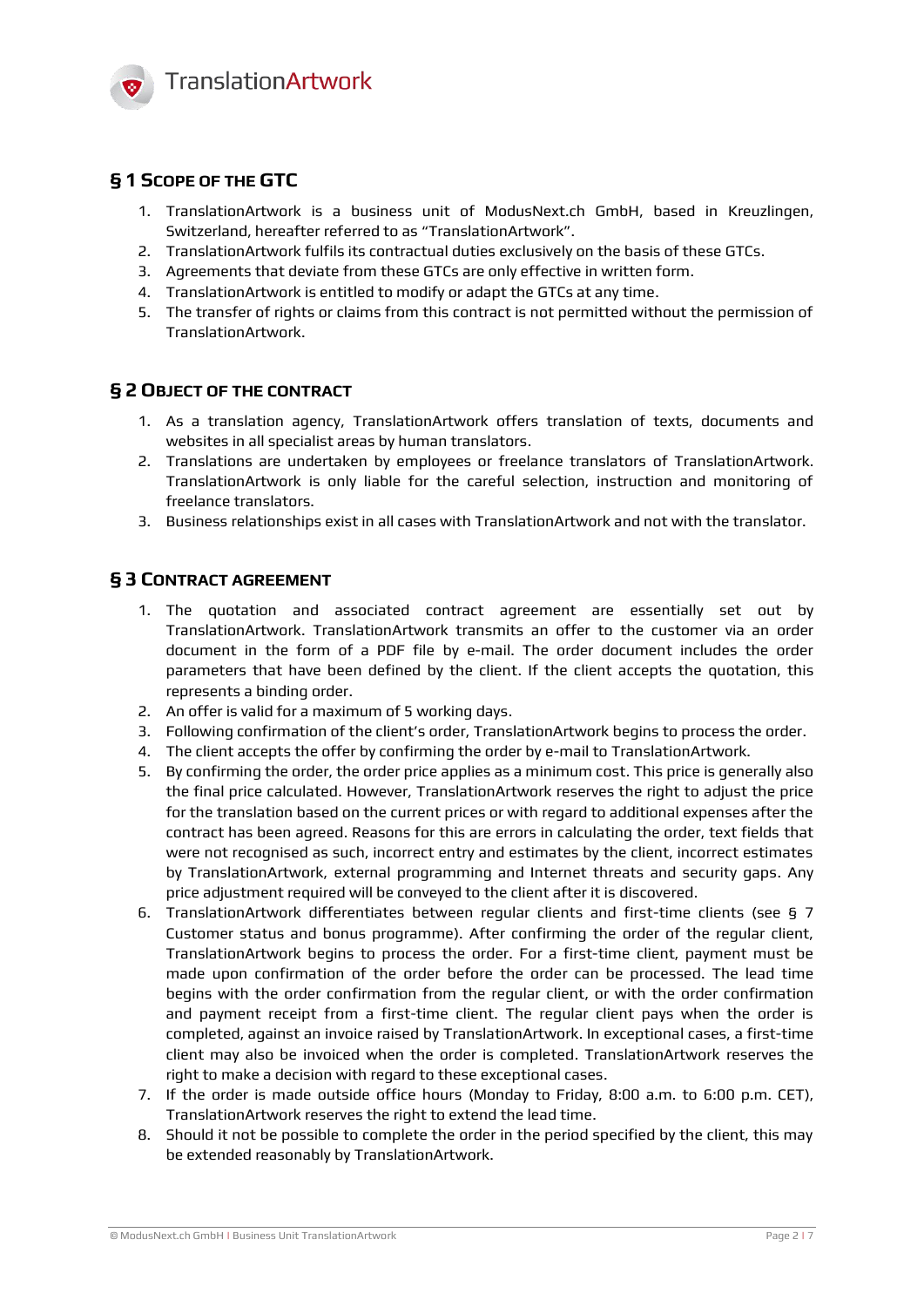## § 1 Scope of the GTC

1. TranslationArtwork is a business unit of ModusNext.ch GmbH, based in Kreuzlingen, Switzerland, hereafter referred to as "TranslationArtwork".
2. TranslationArtwork fulfils its contractual duties exclusively on the basis of these GTCs.
3. Agreements that deviate from these GTCs are only effective in written form.
4. TranslationArtwork is entitled to modify or adapt the GTCs at any time.
5. The transfer of rights or claims from this contract is not permitted without the permission of TranslationArtwork.

## § 2 Object of the contract

1. As a translation agency, TranslationArtwork offers translation of texts, documents and websites in all specialist areas by human translators.
2. Translations are undertaken by employees or freelance translators of TranslationArtwork. TranslationArtwork is only liable for the careful selection, instruction and monitoring of freelance translators.
3. Business relationships exist in all cases with TranslationArtwork and not with the translator.

## § 3 Contract agreement

1. The quotation and associated contract agreement are essentially set out by TranslationArtwork. TranslationArtwork transmits an offer to the customer via an order document in the form of a PDF file by e-mail. The order document includes the order parameters that have been defined by the client. If the client accepts the quotation, this represents a binding order.
2. An offer is valid for a maximum of 5 working days.
3. Following confirmation of the client's order, TranslationArtwork begins to process the order.
4. The client accepts the offer by confirming the order by e-mail to TranslationArtwork.
5. By confirming the order, the order price applies as a minimum cost. This price is generally also the final price calculated. However, TranslationArtwork reserves the right to adjust the price for the translation based on the current prices or with regard to additional expenses after the contract has been agreed. Reasons for this are errors in calculating the order, text fields that were not recognised as such, incorrect entry and estimates by the client, incorrect estimates by TranslationArtwork, external programming and Internet threats and security gaps. Any price adjustment required will be conveyed to the client after it is discovered.
6. TranslationArtwork differentiates between regular clients and first-time clients (see § 7 Customer status and bonus programme). After confirming the order of the regular client, TranslationArtwork begins to process the order. For a first-time client, payment must be made upon confirmation of the order before the order can be processed. The lead time begins with the order confirmation from the regular client, or with the order confirmation and payment receipt from a first-time client. The regular client pays when the order is completed, against an invoice raised by TranslationArtwork. In exceptional cases, a first-time client may also be invoiced when the order is completed. TranslationArtwork reserves the right to make a decision with regard to these exceptional cases.
7. If the order is made outside office hours (Monday to Friday, 8:00 a.m. to 6:00 p.m. CET), TranslationArtwork reserves the right to extend the lead time.
8. Should it not be possible to complete the order in the period specified by the client, this may be extended reasonably by TranslationArtwork.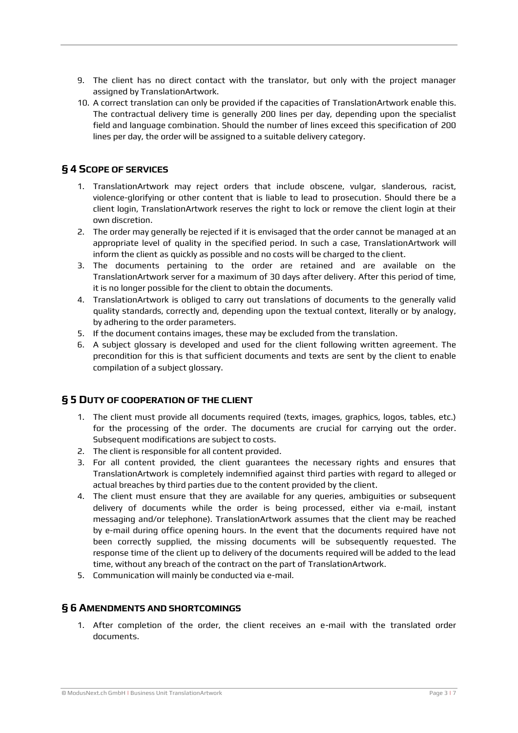9. The client has no direct contact with the translator, but only with the project manager assigned by TranslationArtwork.
10. A correct translation can only be provided if the capacities of TranslationArtwork enable this. The contractual delivery time is generally 200 lines per day, depending upon the specialist field and language combination. Should the number of lines exceed this specification of 200 lines per day, the order will be assigned to a suitable delivery category.

## § 4 Scope of services

1. TranslationArtwork may reject orders that include obscene, vulgar, slanderous, racist, violence-glorifying or other content that is liable to lead to prosecution. Should there be a client login, TranslationArtwork reserves the right to lock or remove the client login at their own discretion.
2. The order may generally be rejected if it is envisaged that the order cannot be managed at an appropriate level of quality in the specified period. In such a case, TranslationArtwork will inform the client as quickly as possible and no costs will be charged to the client.
3. The documents pertaining to the order are retained and are available on the TranslationArtwork server for a maximum of 30 days after delivery. After this period of time, it is no longer possible for the client to obtain the documents.
4. TranslationArtwork is obliged to carry out translations of documents to the generally valid quality standards, correctly and, depending upon the textual context, literally or by analogy, by adhering to the order parameters.
5. If the document contains images, these may be excluded from the translation.
6. A subject glossary is developed and used for the client following written agreement. The precondition for this is that sufficient documents and texts are sent by the client to enable compilation of a subject glossary.

## § 5 Duty of cooperation of the client

1. The client must provide all documents required (texts, images, graphics, logos, tables, etc.) for the processing of the order. The documents are crucial for carrying out the order. Subsequent modifications are subject to costs.
2. The client is responsible for all content provided.
3. For all content provided, the client guarantees the necessary rights and ensures that TranslationArtwork is completely indemnified against third parties with regard to alleged or actual breaches by third parties due to the content provided by the client.
4. The client must ensure that they are available for any queries, ambiguities or subsequent delivery of documents while the order is being processed, either via e-mail, instant messaging and/or telephone). TranslationArtwork assumes that the client may be reached by e-mail during office opening hours. In the event that the documents required have not been correctly supplied, the missing documents will be subsequently requested. The response time of the client up to delivery of the documents required will be added to the lead time, without any breach of the contract on the part of TranslationArtwork.
5. Communication will mainly be conducted via e-mail.

## § 6 Amendments and shortcomings

1. After completion of the order, the client receives an e-mail with the translated order documents.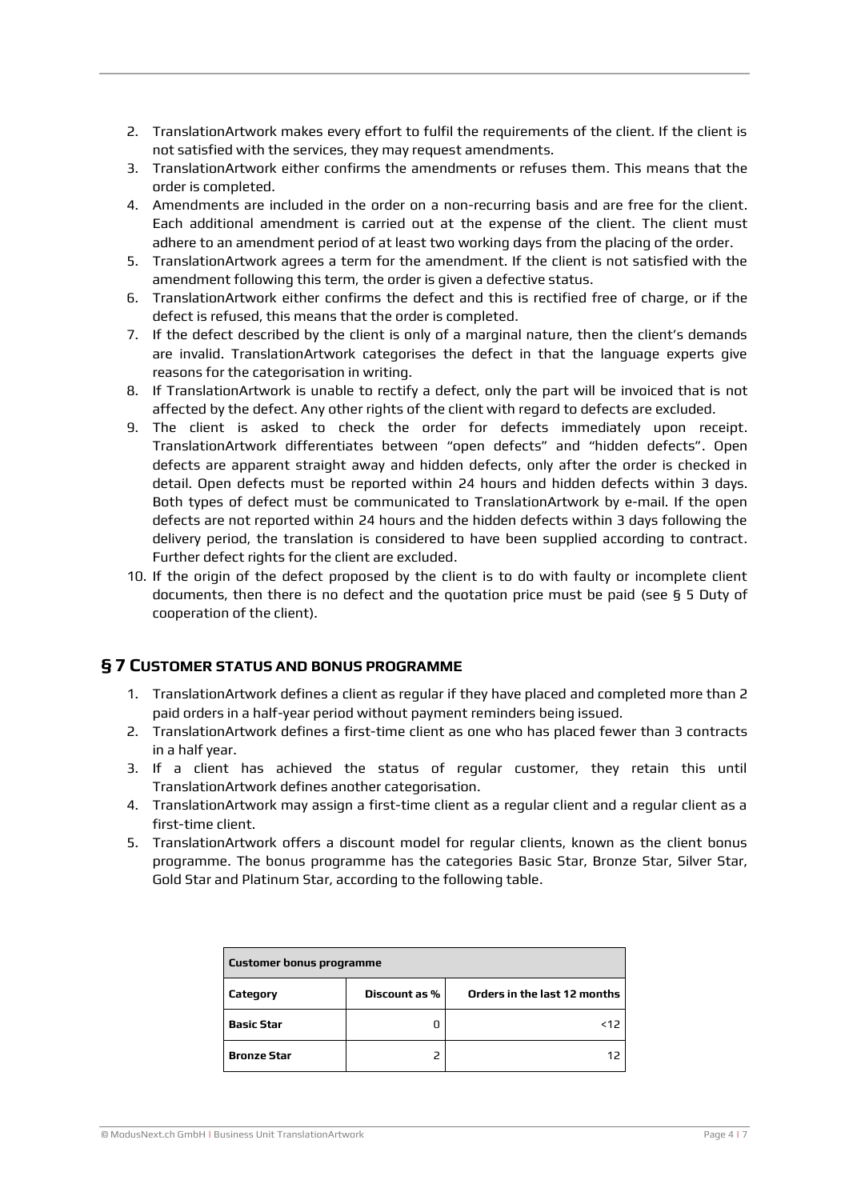2. TranslationArtwork makes every effort to fulfil the requirements of the client. If the client is not satisfied with the services, they may request amendments.
3. TranslationArtwork either confirms the amendments or refuses them. This means that the order is completed.
4. Amendments are included in the order on a non-recurring basis and are free for the client. Each additional amendment is carried out at the expense of the client. The client must adhere to an amendment period of at least two working days from the placing of the order.
5. TranslationArtwork agrees a term for the amendment. If the client is not satisfied with the amendment following this term, the order is given a defective status.
6. TranslationArtwork either confirms the defect and this is rectified free of charge, or if the defect is refused, this means that the order is completed.
7. If the defect described by the client is only of a marginal nature, then the client's demands are invalid. TranslationArtwork categorises the defect in that the language experts give reasons for the categorisation in writing.
8. If TranslationArtwork is unable to rectify a defect, only the part will be invoiced that is not affected by the defect. Any other rights of the client with regard to defects are excluded.
9. The client is asked to check the order for defects immediately upon receipt. TranslationArtwork differentiates between "open defects" and "hidden defects". Open defects are apparent straight away and hidden defects, only after the order is checked in detail. Open defects must be reported within 24 hours and hidden defects within 3 days. Both types of defect must be communicated to TranslationArtwork by e-mail. If the open defects are not reported within 24 hours and the hidden defects within 3 days following the delivery period, the translation is considered to have been supplied according to contract. Further defect rights for the client are excluded.
10. If the origin of the defect proposed by the client is to do with faulty or incomplete client documents, then there is no defect and the quotation price must be paid (see § 5 Duty of cooperation of the client).

## § 7 Customer status and bonus programme

1. TranslationArtwork defines a client as regular if they have placed and completed more than 2 paid orders in a half-year period without payment reminders being issued.
2. TranslationArtwork defines a first-time client as one who has placed fewer than 3 contracts in a half year.
3. If a client has achieved the status of regular customer, they retain this until TranslationArtwork defines another categorisation.
4. TranslationArtwork may assign a first-time client as a regular client and a regular client as a first-time client.
5. TranslationArtwork offers a discount model for regular clients, known as the client bonus programme. The bonus programme has the categories Basic Star, Bronze Star, Silver Star, Gold Star and Platinum Star, according to the following table.

| **Customer bonus programme** | | |
|---|---|---|
| **Category** | **Discount as %** | **Orders in the last 12 months** |
| **Basic Star** | 0 | <12 |
| **Bronze Star** | 2 | 12 |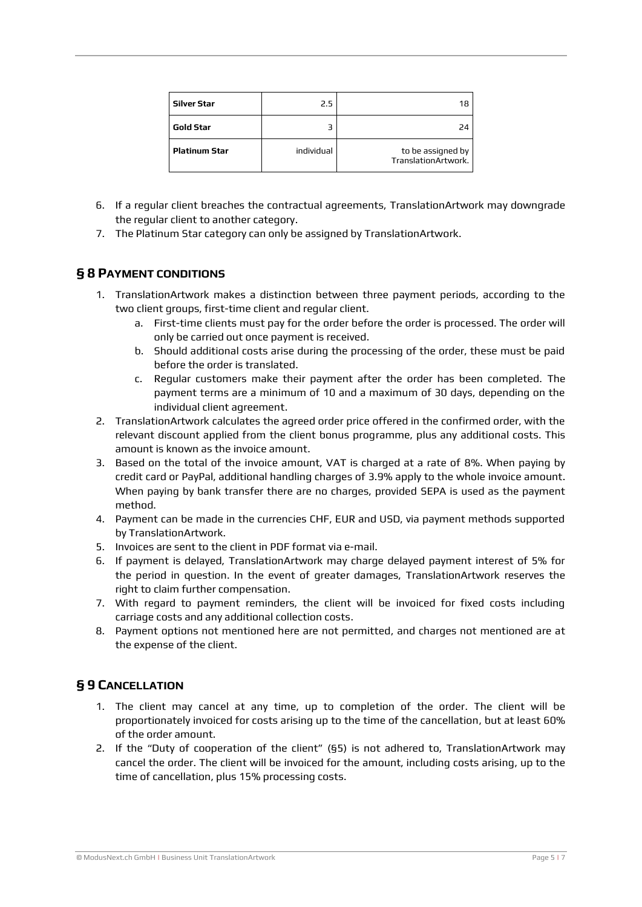| Silver Star | 2.5 | 18 |
|---|---|---|
| Gold Star | 3 | 24 |
| Platinum Star | individual | to be assigned by TranslationArtwork. |

6. If a regular client breaches the contractual agreements, TranslationArtwork may downgrade the regular client to another category.
7. The Platinum Star category can only be assigned by TranslationArtwork.

## § 8 Payment conditions

1. TranslationArtwork makes a distinction between three payment periods, according to the two client groups, first-time client and regular client.
   a. First-time clients must pay for the order before the order is processed. The order will only be carried out once payment is received.
   b. Should additional costs arise during the processing of the order, these must be paid before the order is translated.
   c. Regular customers make their payment after the order has been completed. The payment terms are a minimum of 10 and a maximum of 30 days, depending on the individual client agreement.
2. TranslationArtwork calculates the agreed order price offered in the confirmed order, with the relevant discount applied from the client bonus programme, plus any additional costs. This amount is known as the invoice amount.
3. Based on the total of the invoice amount, VAT is charged at a rate of 8%. When paying by credit card or PayPal, additional handling charges of 3.9% apply to the whole invoice amount. When paying by bank transfer there are no charges, provided SEPA is used as the payment method.
4. Payment can be made in the currencies CHF, EUR and USD, via payment methods supported by TranslationArtwork.
5. Invoices are sent to the client in PDF format via e-mail.
6. If payment is delayed, TranslationArtwork may charge delayed payment interest of 5% for the period in question. In the event of greater damages, TranslationArtwork reserves the right to claim further compensation.
7. With regard to payment reminders, the client will be invoiced for fixed costs including carriage costs and any additional collection costs.
8. Payment options not mentioned here are not permitted, and charges not mentioned are at the expense of the client.

## § 9 Cancellation

1. The client may cancel at any time, up to completion of the order. The client will be proportionately invoiced for costs arising up to the time of the cancellation, but at least 60% of the order amount.
2. If the "Duty of cooperation of the client" (§5) is not adhered to, TranslationArtwork may cancel the order. The client will be invoiced for the amount, including costs arising, up to the time of cancellation, plus 15% processing costs.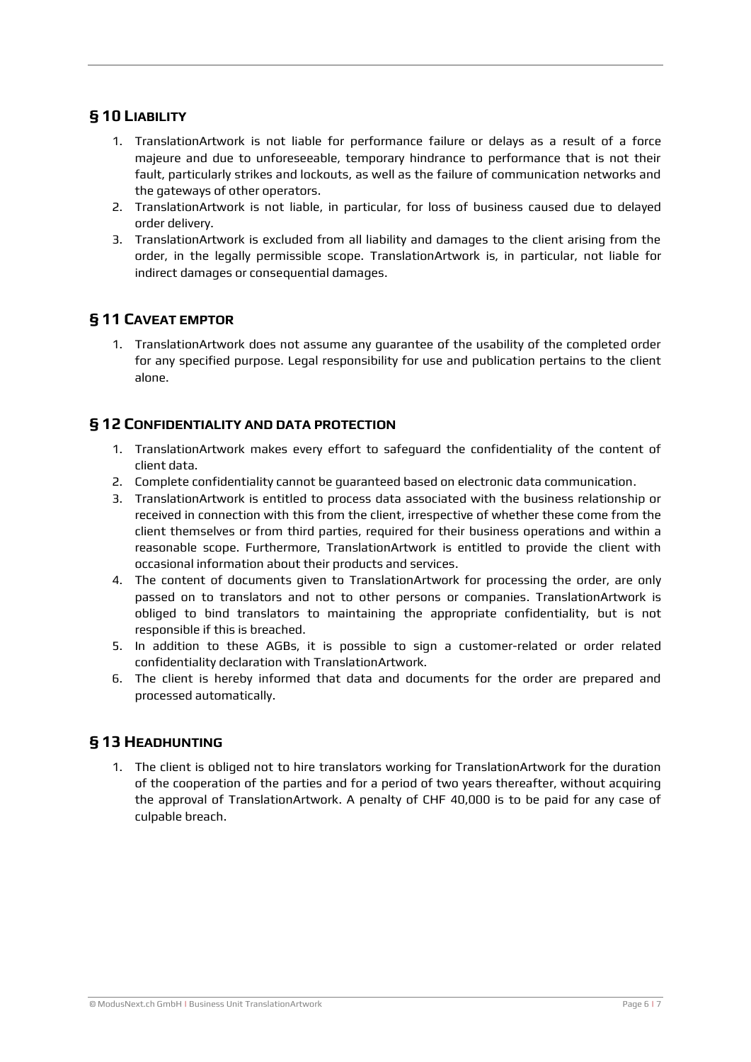## § 10 Liability

1. TranslationArtwork is not liable for performance failure or delays as a result of a force majeure and due to unforeseeable, temporary hindrance to performance that is not their fault, particularly strikes and lockouts, as well as the failure of communication networks and the gateways of other operators.
2. TranslationArtwork is not liable, in particular, for loss of business caused due to delayed order delivery.
3. TranslationArtwork is excluded from all liability and damages to the client arising from the order, in the legally permissible scope. TranslationArtwork is, in particular, not liable for indirect damages or consequential damages.

## § 11 Caveat emptor

1. TranslationArtwork does not assume any guarantee of the usability of the completed order for any specified purpose. Legal responsibility for use and publication pertains to the client alone.

## § 12 Confidentiality and data protection

1. TranslationArtwork makes every effort to safeguard the confidentiality of the content of client data.
2. Complete confidentiality cannot be guaranteed based on electronic data communication.
3. TranslationArtwork is entitled to process data associated with the business relationship or received in connection with this from the client, irrespective of whether these come from the client themselves or from third parties, required for their business operations and within a reasonable scope. Furthermore, TranslationArtwork is entitled to provide the client with occasional information about their products and services.
4. The content of documents given to TranslationArtwork for processing the order, are only passed on to translators and not to other persons or companies. TranslationArtwork is obliged to bind translators to maintaining the appropriate confidentiality, but is not responsible if this is breached.
5. In addition to these AGBs, it is possible to sign a customer-related or order related confidentiality declaration with TranslationArtwork.
6. The client is hereby informed that data and documents for the order are prepared and processed automatically.

## § 13 Headhunting

1. The client is obliged not to hire translators working for TranslationArtwork for the duration of the cooperation of the parties and for a period of two years thereafter, without acquiring the approval of TranslationArtwork. A penalty of CHF 40,000 is to be paid for any case of culpable breach.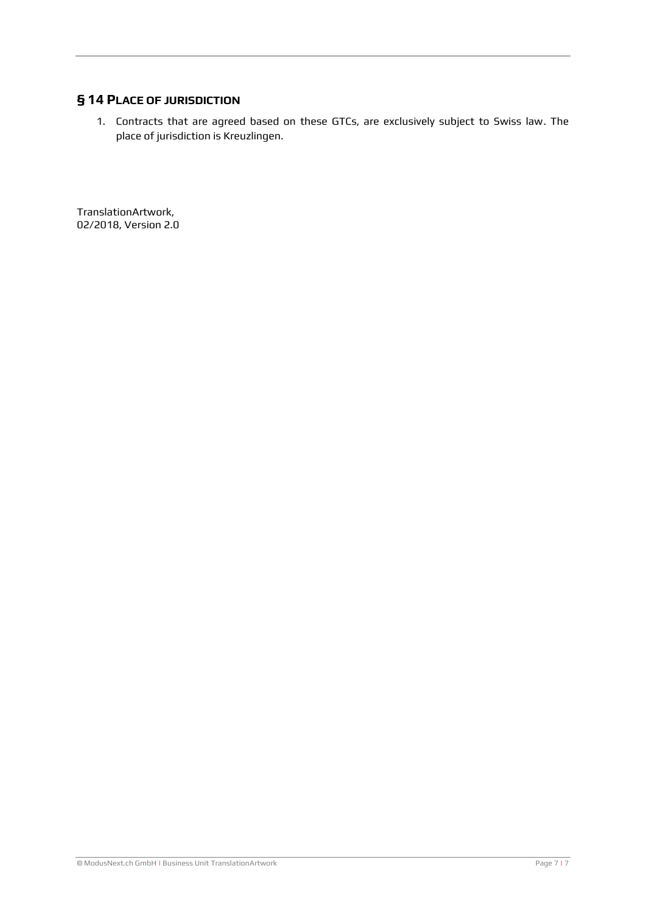## § 14 Place of jurisdiction

1. Contracts that are agreed based on these GTCs, are exclusively subject to Swiss law. The place of jurisdiction is Kreuzlingen.

TranslationArtwork,
02/2018, Version 2.0